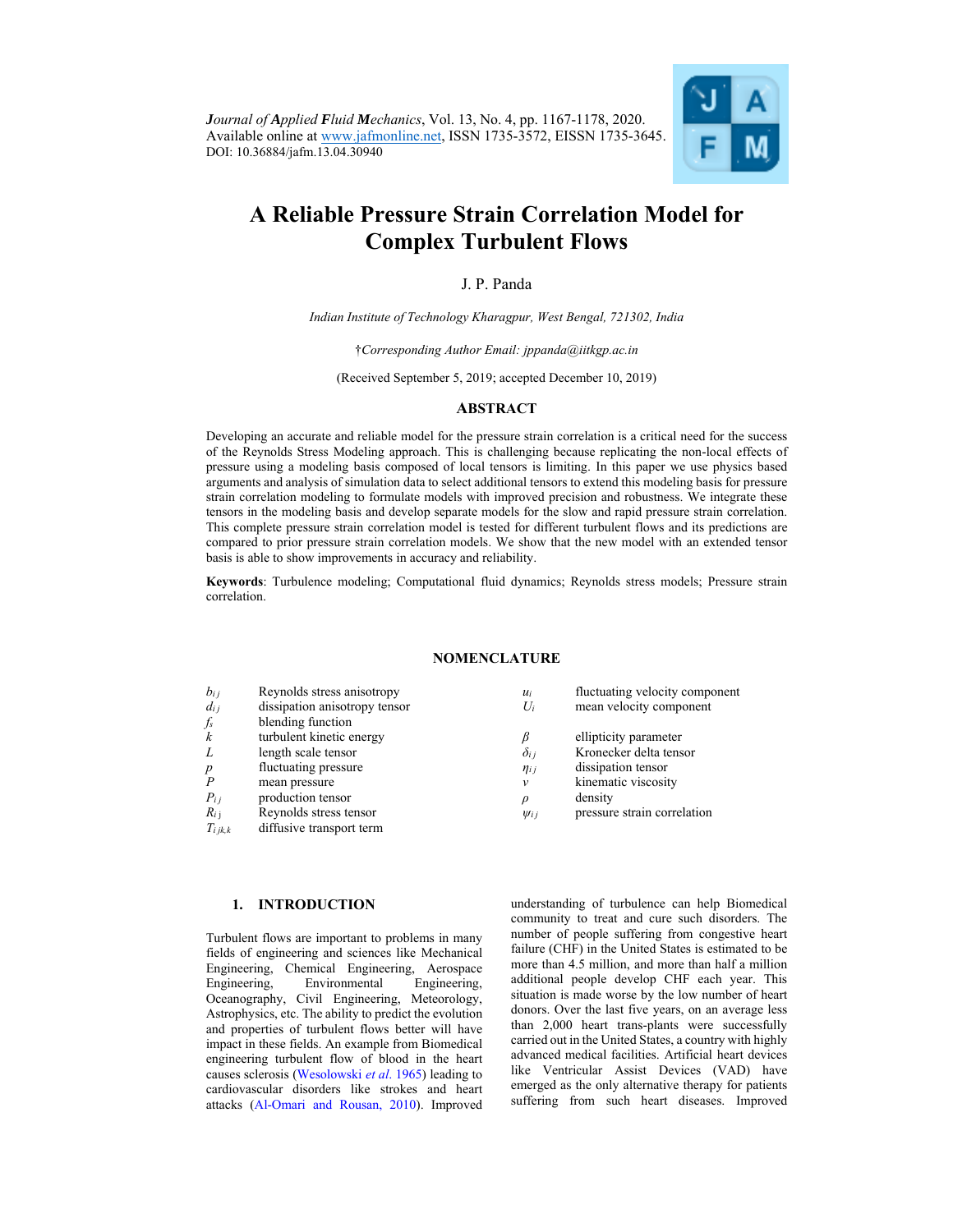*Journal of Applied Fluid Mechanics*, Vol. 13, No. 4, pp. 1167-1178, 2020.
Available online at www.jafmonline.net, ISSN 1735-3572, EISSN 1735-3645.
DOI: 10.36884/jafm.13.04.30940

# A Reliable Pressure Strain Correlation Model for Complex Turbulent Flows

J. P. Panda

*Indian Institute of Technology Kharagpur, West Bengal, 721302, India*

†*Corresponding Author Email: jppanda@iitkgp.ac.in*

(Received September 5, 2019; accepted December 10, 2019)

## ABSTRACT

Developing an accurate and reliable model for the pressure strain correlation is a critical need for the success of the Reynolds Stress Modeling approach. This is challenging because replicating the non-local effects of pressure using a modeling basis composed of local tensors is limiting. In this paper we use physics based arguments and analysis of simulation data to select additional tensors to extend this modeling basis for pressure strain correlation modeling to formulate models with improved precision and robustness. We integrate these tensors in the modeling basis and develop separate models for the slow and rapid pressure strain correlation. This complete pressure strain correlation model is tested for different turbulent flows and its predictions are compared to prior pressure strain correlation models. We show that the new model with an extended tensor basis is able to show improvements in accuracy and reliability.

**Keywords**: Turbulence modeling; Computational fluid dynamics; Reynolds stress models; Pressure strain correlation.

## NOMENCLATURE

| | | | |
|---|---|---|---|
| $b_{ij}$ | Reynolds stress anisotropy | $u_i$ | fluctuating velocity component |
| $d_{ij}$ | dissipation anisotropy tensor | $U_i$ | mean velocity component |
| $f_s$ | blending function | | |
| $k$ | turbulent kinetic energy | $\beta$ | ellipticity parameter |
| $L$ | length scale tensor | $\delta_{ij}$ | Kronecker delta tensor |
| $p$ | fluctuating pressure | $\eta_{ij}$ | dissipation tensor |
| $P$ | mean pressure | $\nu$ | kinematic viscosity |
| $P_{ij}$ | production tensor | $\rho$ | density |
| $R_{ij}$ | Reynolds stress tensor | $\psi_{ij}$ | pressure strain correlation |
| $T_{ijk,k}$ | diffusive transport term | | |

## 1. INTRODUCTION

Turbulent flows are important to problems in many fields of engineering and sciences like Mechanical Engineering, Chemical Engineering, Aerospace Engineering, Environmental Engineering, Oceanography, Civil Engineering, Meteorology, Astrophysics, etc. The ability to predict the evolution and properties of turbulent flows better will have impact in these fields. An example from Biomedical engineering turbulent flow of blood in the heart causes sclerosis (Wesolowski *et al*. 1965) leading to cardiovascular disorders like strokes and heart attacks (Al-Omari and Rousan, 2010). Improved understanding of turbulence can help Biomedical community to treat and cure such disorders. The number of people suffering from congestive heart failure (CHF) in the United States is estimated to be more than 4.5 million, and more than half a million additional people develop CHF each year. This situation is made worse by the low number of heart donors. Over the last five years, on an average less than 2,000 heart trans-plants were successfully carried out in the United States, a country with highly advanced medical facilities. Artificial heart devices like Ventricular Assist Devices (VAD) have emerged as the only alternative therapy for patients suffering from such heart diseases. Improved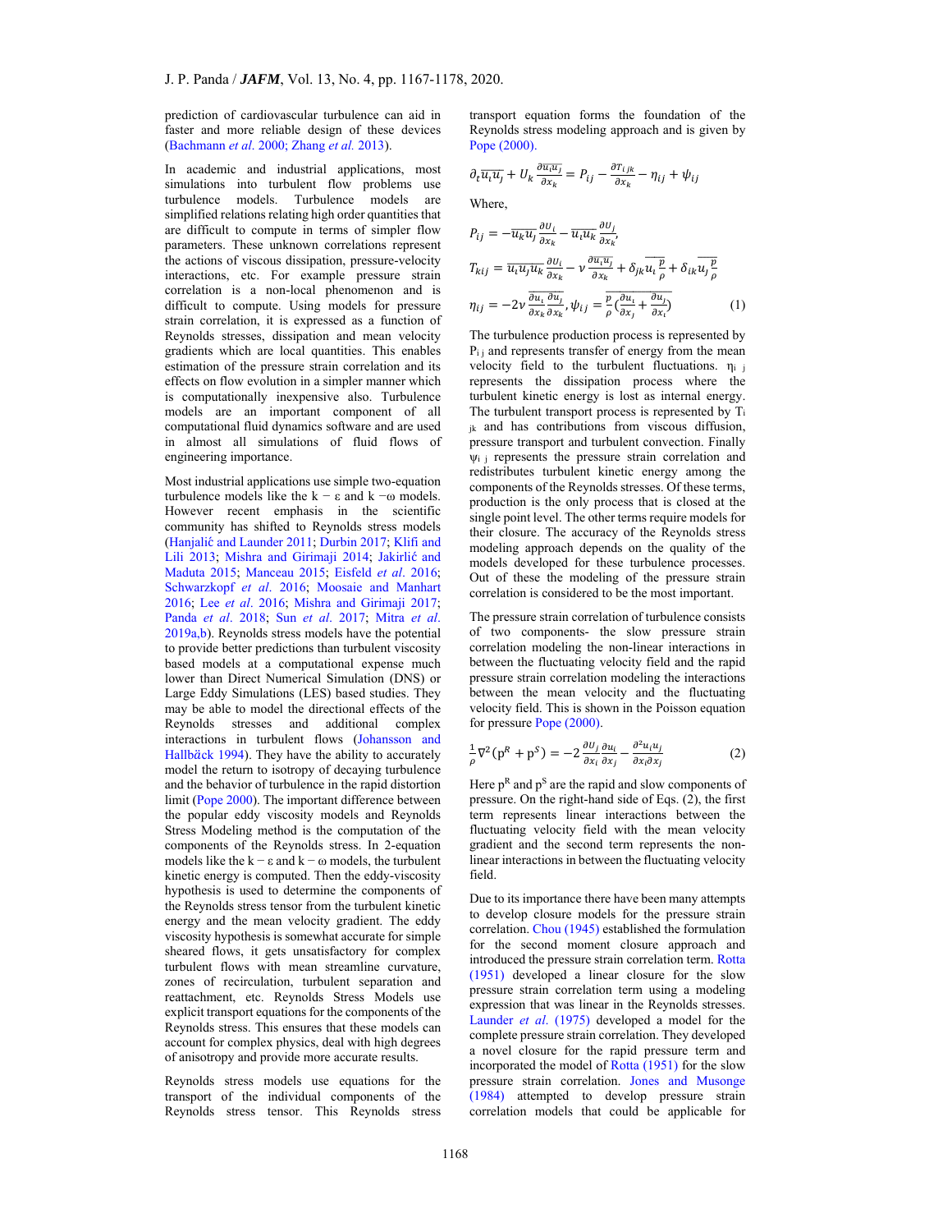prediction of cardiovascular turbulence can aid in faster and more reliable design of these devices (Bachmann *et al*. 2000; Zhang *et al.* 2013).

In academic and industrial applications, most simulations into turbulent flow problems use turbulence models. Turbulence models are simplified relations relating high order quantities that are difficult to compute in terms of simpler flow parameters. These unknown correlations represent the actions of viscous dissipation, pressure-velocity interactions, etc. For example pressure strain correlation is a non-local phenomenon and is difficult to compute. Using models for pressure strain correlation, it is expressed as a function of Reynolds stresses, dissipation and mean velocity gradients which are local quantities. This enables estimation of the pressure strain correlation and its effects on flow evolution in a simpler manner which is computationally inexpensive also. Turbulence models are an important component of all computational fluid dynamics software and are used in almost all simulations of fluid flows of engineering importance.

Most industrial applications use simple two-equation turbulence models like the $k-\varepsilon$ and $k-\omega$ models. However recent emphasis in the scientific community has shifted to Reynolds stress models (Hanjalić and Launder 2011; Durbin 2017; Klifi and Lili 2013; Mishra and Girimaji 2014; Jakirlić and Maduta 2015; Manceau 2015; Eisfeld *et al*. 2016; Schwarzkopf *et al*. 2016; Moosaie and Manhart 2016; Lee *et al*. 2016; Mishra and Girimaji 2017; Panda *et al*. 2018; Sun *et al*. 2017; Mitra *et al*. 2019a,b). Reynolds stress models have the potential to provide better predictions than turbulent viscosity based models at a computational expense much lower than Direct Numerical Simulation (DNS) or Large Eddy Simulations (LES) based studies. They may be able to model the directional effects of the Reynolds stresses and additional complex interactions in turbulent flows (Johansson and Hallbӓck 1994). They have the ability to accurately model the return to isotropy of decaying turbulence and the behavior of turbulence in the rapid distortion limit (Pope 2000). The important difference between the popular eddy viscosity models and Reynolds Stress Modeling method is the computation of the components of the Reynolds stress. In 2-equation models like the $k-\varepsilon$ and $k-\omega$ models, the turbulent kinetic energy is computed. Then the eddy-viscosity hypothesis is used to determine the components of the Reynolds stress tensor from the turbulent kinetic energy and the mean velocity gradient. The eddy viscosity hypothesis is somewhat accurate for simple sheared flows, it gets unsatisfactory for complex turbulent flows with mean streamline curvature, zones of recirculation, turbulent separation and reattachment, etc. Reynolds Stress Models use explicit transport equations for the components of the Reynolds stress. This ensures that these models can account for complex physics, deal with high degrees of anisotropy and provide more accurate results.

Reynolds stress models use equations for the transport of the individual components of the Reynolds stress tensor. This Reynolds stress transport equation forms the foundation of the Reynolds stress modeling approach and is given by Pope (2000).

$$\partial_t \overline{u_i u_j} + U_k \frac{\partial \overline{u_i u_j}}{\partial x_k} = P_{ij} - \frac{\partial T_{ijk}}{\partial x_k} - \eta_{ij} + \psi_{ij}$$

Where,

$$P_{ij} = -\overline{u_k u_j}\frac{\partial U_i}{\partial x_k} - \overline{u_i u_k}\frac{\partial U_j}{\partial x_k},$$

$$T_{kij} = \overline{u_i u_j u_k}\frac{\partial U_i}{\partial x_k} - \nu\frac{\partial \overline{u_i u_j}}{\partial x_k} + \delta_{jk}\overline{u_i \frac{p}{\rho}} + \delta_{ik}\overline{u_j \frac{p}{\rho}}$$

$$\eta_{ij} = -2\nu\frac{\partial u_i}{\partial x_k}\frac{\partial u_j}{\partial x_k}, \psi_{ij} = \overline{\frac{p}{\rho}\left(\frac{\partial u_i}{\partial x_j} + \frac{\partial u_j}{\partial x_i}\right)} \tag{1}$$

The turbulence production process is represented by $P_{ij}$ and represents transfer of energy from the mean velocity field to the turbulent fluctuations. $\eta_{ij}$ represents the dissipation process where the turbulent kinetic energy is lost as internal energy. The turbulent transport process is represented by $T_{ijk}$ and has contributions from viscous diffusion, pressure transport and turbulent convection. Finally $\psi_{ij}$ represents the pressure strain correlation and redistributes turbulent kinetic energy among the components of the Reynolds stresses. Of these terms, production is the only process that is closed at the single point level. The other terms require models for their closure. The accuracy of the Reynolds stress modeling approach depends on the quality of the models developed for these turbulence processes. Out of these the modeling of the pressure strain correlation is considered to be the most important.

The pressure strain correlation of turbulence consists of two components- the slow pressure strain correlation modeling the non-linear interactions in between the fluctuating velocity field and the rapid pressure strain correlation modeling the interactions between the mean velocity and the fluctuating velocity field. This is shown in the Poisson equation for pressure Pope (2000).

$$\frac{1}{\rho}\nabla^2(p^R + p^S) = -2\frac{\partial U_j}{\partial x_i}\frac{\partial u_i}{\partial x_j} - \frac{\partial^2 u_i u_j}{\partial x_i \partial x_j} \tag{2}$$

Here $p^R$ and $p^S$ are the rapid and slow components of pressure. On the right-hand side of Eqs. (2), the first term represents linear interactions between the fluctuating velocity field with the mean velocity gradient and the second term represents the non-linear interactions in between the fluctuating velocity field.

Due to its importance there have been many attempts to develop closure models for the pressure strain correlation. Chou (1945) established the formulation for the second moment closure approach and introduced the pressure strain correlation term. Rotta (1951) developed a linear closure for the slow pressure strain correlation term using a modeling expression that was linear in the Reynolds stresses. Launder *et al*. (1975) developed a model for the complete pressure strain correlation. They developed a novel closure for the rapid pressure term and incorporated the model of Rotta (1951) for the slow pressure strain correlation. Jones and Musonge (1984) attempted to develop pressure strain correlation models that could be applicable for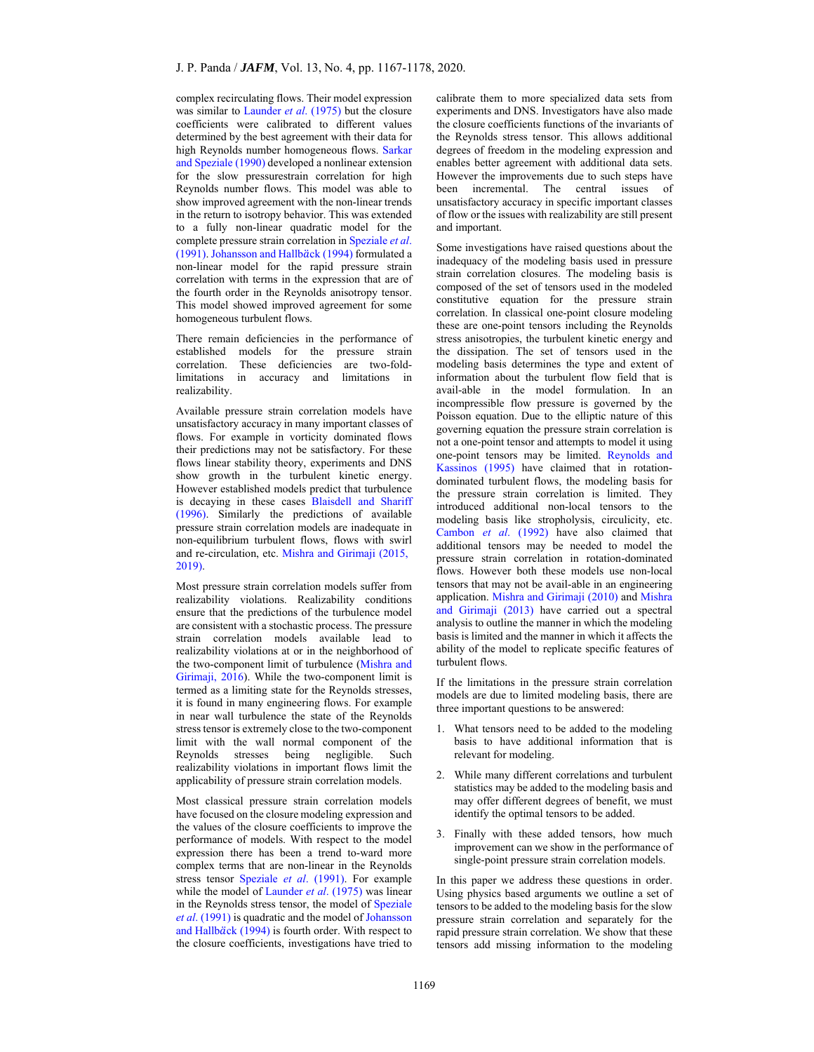complex recirculating flows. Their model expression was similar to Launder *et al*. (1975) but the closure coefficients were calibrated to different values determined by the best agreement with their data for high Reynolds number homogeneous flows. Sarkar and Speziale (1990) developed a nonlinear extension for the slow pressurestrain correlation for high Reynolds number flows. This model was able to show improved agreement with the non-linear trends in the return to isotropy behavior. This was extended to a fully non-linear quadratic model for the complete pressure strain correlation in Speziale *et al*. (1991). Johansson and Hallbӓck (1994) formulated a non-linear model for the rapid pressure strain correlation with terms in the expression that are of the fourth order in the Reynolds anisotropy tensor. This model showed improved agreement for some homogeneous turbulent flows.

There remain deficiencies in the performance of established models for the pressure strain correlation. These deficiencies are two-fold-limitations in accuracy and limitations in realizability.

Available pressure strain correlation models have unsatisfactory accuracy in many important classes of flows. For example in vorticity dominated flows their predictions may not be satisfactory. For these flows linear stability theory, experiments and DNS show growth in the turbulent kinetic energy. However established models predict that turbulence is decaying in these cases Blaisdell and Shariff (1996). Similarly the predictions of available pressure strain correlation models are inadequate in non-equilibrium turbulent flows, flows with swirl and re-circulation, etc. Mishra and Girimaji (2015, 2019).

Most pressure strain correlation models suffer from realizability violations. Realizability conditions ensure that the predictions of the turbulence model are consistent with a stochastic process. The pressure strain correlation models available lead to realizability violations at or in the neighborhood of the two-component limit of turbulence (Mishra and Girimaji, 2016). While the two-component limit is termed as a limiting state for the Reynolds stresses, it is found in many engineering flows. For example in near wall turbulence the state of the Reynolds stress tensor is extremely close to the two-component limit with the wall normal component of the Reynolds stresses being negligible. Such realizability violations in important flows limit the applicability of pressure strain correlation models.

Most classical pressure strain correlation models have focused on the closure modeling expression and the values of the closure coefficients to improve the performance of models. With respect to the model expression there has been a trend to-ward more complex terms that are non-linear in the Reynolds stress tensor Speziale *et al*. (1991). For example while the model of Launder *et al*. (1975) was linear in the Reynolds stress tensor, the model of Speziale *et al*. (1991) is quadratic and the model of Johansson and Hallbӓck (1994) is fourth order. With respect to the closure coefficients, investigations have tried to calibrate them to more specialized data sets from experiments and DNS. Investigators have also made the closure coefficients functions of the invariants of the Reynolds stress tensor. This allows additional degrees of freedom in the modeling expression and enables better agreement with additional data sets. However the improvements due to such steps have been incremental. The central issues of unsatisfactory accuracy in specific important classes of flow or the issues with realizability are still present and important.

Some investigations have raised questions about the inadequacy of the modeling basis used in pressure strain correlation closures. The modeling basis is composed of the set of tensors used in the modeled constitutive equation for the pressure strain correlation. In classical one-point closure modeling these are one-point tensors including the Reynolds stress anisotropies, the turbulent kinetic energy and the dissipation. The set of tensors used in the modeling basis determines the type and extent of information about the turbulent flow field that is avail-able in the model formulation. In an incompressible flow pressure is governed by the Poisson equation. Due to the elliptic nature of this governing equation the pressure strain correlation is not a one-point tensor and attempts to model it using one-point tensors may be limited. Reynolds and Kassinos (1995) have claimed that in rotation-dominated turbulent flows, the modeling basis for the pressure strain correlation is limited. They introduced additional non-local tensors to the modeling basis like stropholysis, circulicity, etc. Cambon *et al*. (1992) have also claimed that additional tensors may be needed to model the pressure strain correlation in rotation-dominated flows. However both these models use non-local tensors that may not be avail-able in an engineering application. Mishra and Girimaji (2010) and Mishra and Girimaji (2013) have carried out a spectral analysis to outline the manner in which the modeling basis is limited and the manner in which it affects the ability of the model to replicate specific features of turbulent flows.

If the limitations in the pressure strain correlation models are due to limited modeling basis, there are three important questions to be answered:

1. What tensors need to be added to the modeling basis to have additional information that is relevant for modeling.
2. While many different correlations and turbulent statistics may be added to the modeling basis and may offer different degrees of benefit, we must identify the optimal tensors to be added.
3. Finally with these added tensors, how much improvement can we show in the performance of single-point pressure strain correlation models.

In this paper we address these questions in order. Using physics based arguments we outline a set of tensors to be added to the modeling basis for the slow pressure strain correlation and separately for the rapid pressure strain correlation. We show that these tensors add missing information to the modeling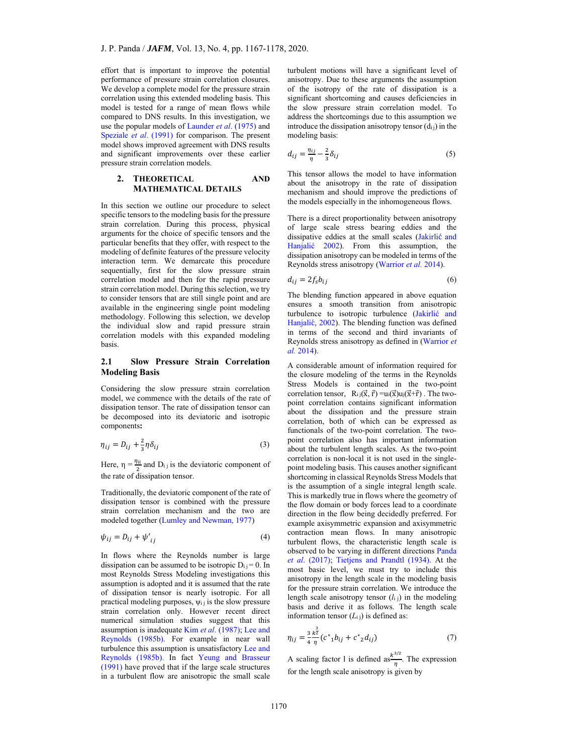effort that is important to improve the potential performance of pressure strain correlation closures. We develop a complete model for the pressure strain correlation using this extended modeling basis. This model is tested for a range of mean flows while compared to DNS results. In this investigation, we use the popular models of Launder *et al*. (1975) and Speziale *et al*. (1991) for comparison. The present model shows improved agreement with DNS results and significant improvements over these earlier pressure strain correlation models.

## 2. THEORETICAL AND MATHEMATICAL DETAILS

In this section we outline our procedure to select specific tensors to the modeling basis for the pressure strain correlation. During this process, physical arguments for the choice of specific tensors and the particular benefits that they offer, with respect to the modeling of definite features of the pressure velocity interaction term. We demarcate this procedure sequentially, first for the slow pressure strain correlation model and then for the rapid pressure strain correlation model. During this selection, we try to consider tensors that are still single point and are available in the engineering single point modeling methodology. Following this selection, we develop the individual slow and rapid pressure strain correlation models with this expanded modeling basis.

### 2.1 Slow Pressure Strain Correlation Modeling Basis

Considering the slow pressure strain correlation model, we commence with the details of the rate of dissipation tensor. The rate of dissipation tensor can be decomposed into its deviatoric and isotropic components**:**

$$\eta_{ij} = D_{ij} + \frac{2}{3}\eta\delta_{ij} \tag{3}$$

Here, $\eta = \frac{\eta_{ii}}{2}$ and $D_{ij}$ is the deviatoric component of the rate of dissipation tensor.

Traditionally, the deviatoric component of the rate of dissipation tensor is combined with the pressure strain correlation mechanism and the two are modeled together (Lumley and Newman, 1977)

$$\psi_{ij} = D_{ij} + \psi'_{ij} \tag{4}$$

In flows where the Reynolds number is large dissipation can be assumed to be isotropic $D_{ij} = 0$. In most Reynolds Stress Modeling investigations this assumption is adopted and it is assumed that the rate of dissipation tensor is nearly isotropic. For all practical modeling purposes, $\psi_{ij}$ is the slow pressure strain correlation only. However recent direct numerical simulation studies suggest that this assumption is inadequate Kim *et al*. (1987); Lee and Reynolds (1985b). For example in near wall turbulence this assumption is unsatisfactory Lee and Reynolds (1985b). In fact Yeung and Brasseur (1991) have proved that if the large scale structures in a turbulent flow are anisotropic the small scale turbulent motions will have a significant level of anisotropy. Due to these arguments the assumption of the isotropy of the rate of dissipation is a significant shortcoming and causes deficiencies in the slow pressure strain correlation model. To address the shortcomings due to this assumption we introduce the dissipation anisotropy tensor ($d_{ij}$) in the modeling basis:

$$d_{ij} = \frac{\eta_{ij}}{\eta} - \frac{2}{3}\delta_{ij} \tag{5}$$

This tensor allows the model to have information about the anisotropy in the rate of dissipation mechanism and should improve the predictions of the models especially in the inhomogeneous flows.

There is a direct proportionality between anisotropy of large scale stress bearing eddies and the dissipative eddies at the small scales (Jakirlić and Hanjalić 2002). From this assumption, the dissipation anisotropy can be modeled in terms of the Reynolds stress anisotropy (Warrior *et al.* 2014).

$$d_{ij} = 2f_s b_{ij} \tag{6}$$

The blending function appeared in above equation ensures a smooth transition from anisotropic turbulence to isotropic turbulence (Jakirlić and Hanjalić, 2002). The blending function was defined in terms of the second and third invariants of Reynolds stress anisotropy as defined in (Warrior *et al.* 2014).

A considerable amount of information required for the closure modeling of the terms in the Reynolds Stress Models is contained in the two-point correlation tensor, $R_{ij}(\vec{x},\vec{r}) = u_i(\vec{x})u_j(\vec{x}+\vec{r})$ . The two-point correlation contains significant information about the dissipation and the pressure strain correlation, both of which can be expressed as functionals of the two-point correlation. The two-point correlation also has important information about the turbulent length scales. As the two-point correlation is non-local it is not used in the single-point modeling basis. This causes another significant shortcoming in classical Reynolds Stress Models that is the assumption of a single integral length scale. This is markedly true in flows where the geometry of the flow domain or body forces lead to a coordinate direction in the flow being decidedly preferred. For example axisymmetric expansion and axisymmetric contraction mean flows. In many anisotropic turbulent flows, the characteristic length scale is observed to be varying in different directions Panda *et al*. (2017); Tietjens and Prandtl (1934). At the most basic level, we must try to include this anisotropy in the length scale in the modeling basis for the pressure strain correlation. We introduce the length scale anisotropy tensor ($l_{ij}$) in the modeling basis and derive it as follows. The length scale information tensor ($L_{ij}$) is defined as:

$$\eta_{ij} = \frac{3}{4}\frac{k^{\frac{3}{2}}}{\eta}(c^*_1 b_{ij} + c^*_2 d_{ij}) \tag{7}$$

A scaling factor l is defined as $\frac{k^{3/2}}{\eta}$. The expression for the length scale anisotropy is given by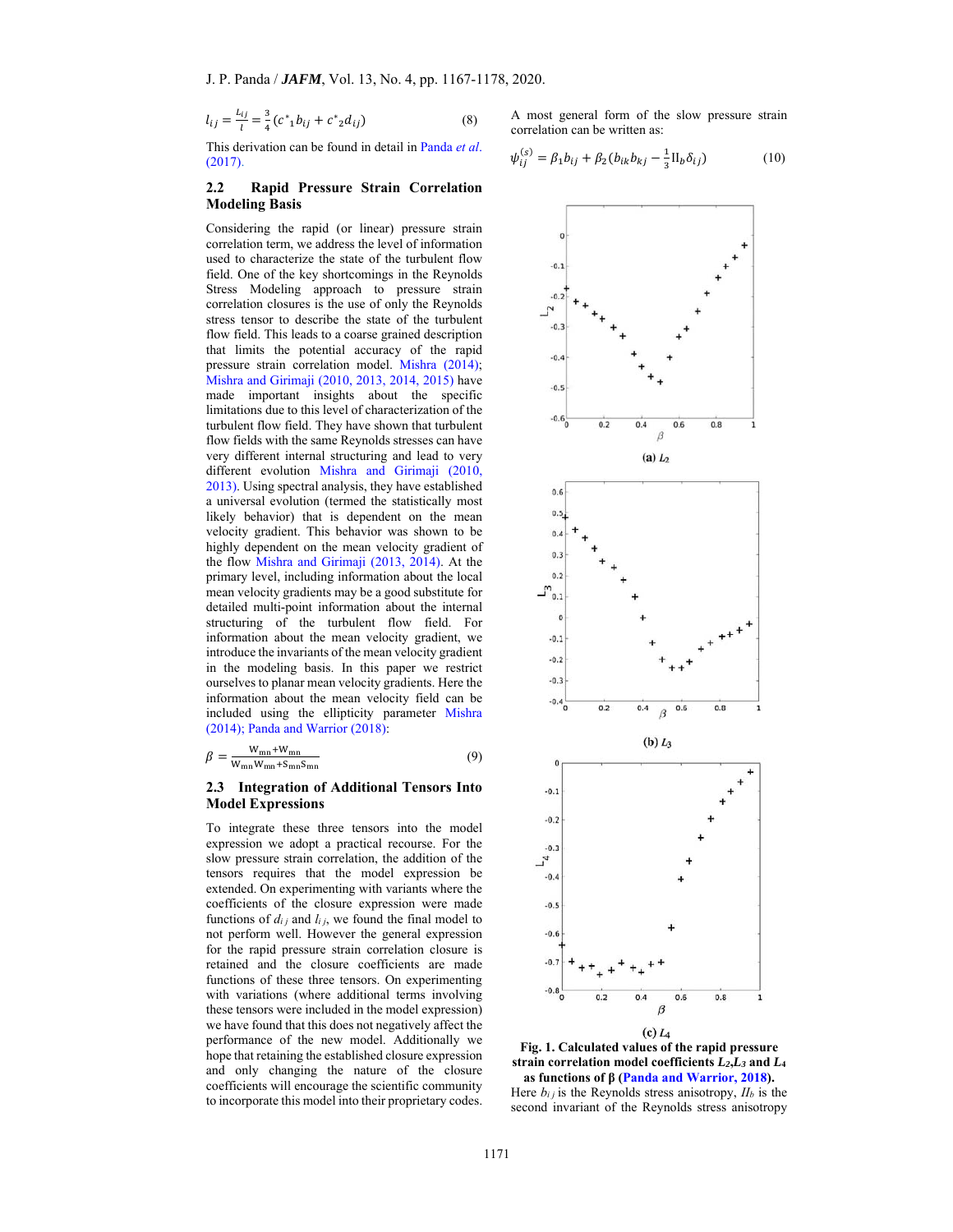$$l_{ij} = \frac{L_{ij}}{l} = \frac{3}{4}(c^*{}_1 b_{ij} + c^*{}_2 d_{ij}) \tag{8}$$

This derivation can be found in detail in Panda *et al*. (2017).

## 2.2 Rapid Pressure Strain Correlation Modeling Basis

Considering the rapid (or linear) pressure strain correlation term, we address the level of information used to characterize the state of the turbulent flow field. One of the key shortcomings in the Reynolds Stress Modeling approach to pressure strain correlation closures is the use of only the Reynolds stress tensor to describe the state of the turbulent flow field. This leads to a coarse grained description that limits the potential accuracy of the rapid pressure strain correlation model. Mishra (2014); Mishra and Girimaji (2010, 2013, 2014, 2015) have made important insights about the specific limitations due to this level of characterization of the turbulent flow field. They have shown that turbulent flow fields with the same Reynolds stresses can have very different internal structuring and lead to very different evolution Mishra and Girimaji (2010, 2013). Using spectral analysis, they have established a universal evolution (termed the statistically most likely behavior) that is dependent on the mean velocity gradient. This behavior was shown to be highly dependent on the mean velocity gradient of the flow Mishra and Girimaji (2013, 2014). At the primary level, including information about the local mean velocity gradients may be a good substitute for detailed multi-point information about the internal structuring of the turbulent flow field. For information about the mean velocity gradient, we introduce the invariants of the mean velocity gradient in the modeling basis. In this paper we restrict ourselves to planar mean velocity gradients. Here the information about the mean velocity field can be included using the ellipticity parameter Mishra (2014); Panda and Warrior (2018):

$$\beta = \frac{W_{mn}+W_{mn}}{W_{mn}W_{mn}+S_{mn}S_{mn}} \tag{9}$$

## 2.3 Integration of Additional Tensors Into Model Expressions

To integrate these three tensors into the model expression we adopt a practical recourse. For the slow pressure strain correlation, the addition of the tensors requires that the model expression be extended. On experimenting with variants where the coefficients of the closure expression were made functions of $d_{ij}$ and $l_{ij}$, we found the final model to not perform well. However the general expression for the rapid pressure strain correlation closure is retained and the closure coefficients are made functions of these three tensors. On experimenting with variations (where additional terms involving these tensors were included in the model expression) we have found that this does not negatively affect the performance of the new model. Additionally we hope that retaining the established closure expression and only changing the nature of the closure coefficients will encourage the scientific community to incorporate this model into their proprietary codes.

A most general form of the slow pressure strain correlation can be written as:

$$\psi_{ij}^{(s)} = \beta_1 b_{ij} + \beta_2 (b_{ik}b_{kj} - \frac{1}{3}\text{II}_b \delta_{ij}) \tag{10}$$

(a) $L_2$

(b) $L_3$

(c) $L_4$

**Fig. 1. Calculated values of the rapid pressure strain correlation model coefficients $L_2$, $L_3$ and $L_4$ as functions of β (Panda and Warrior, 2018).**

Here $b_{ij}$ is the Reynolds stress anisotropy, $II_b$ is the second invariant of the Reynolds stress anisotropy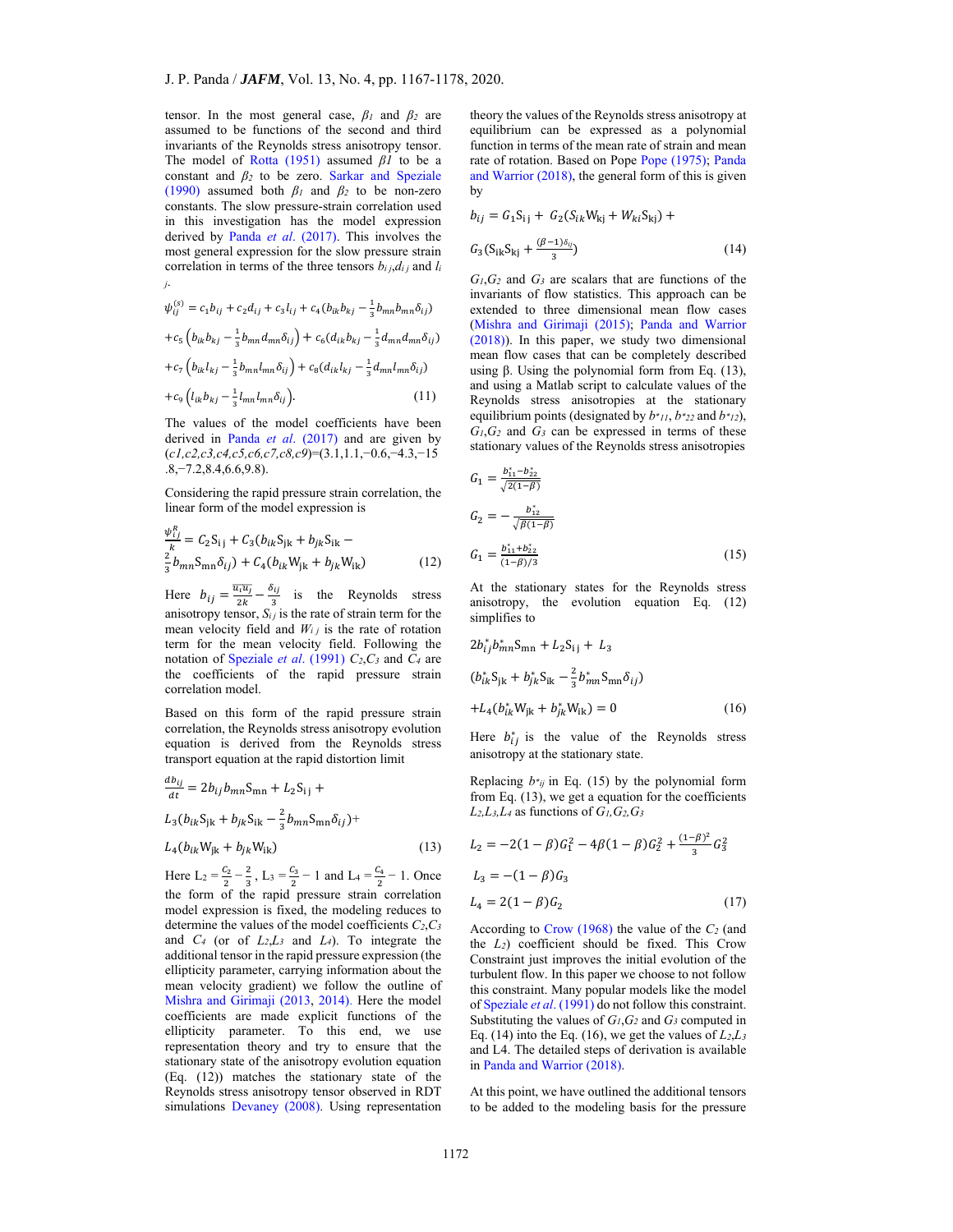tensor. In the most general case, $\beta_1$ and $\beta_2$ are assumed to be functions of the second and third invariants of the Reynolds stress anisotropy tensor. The model of Rotta (1951) assumed $\beta_1$ to be a constant and $\beta_2$ to be zero. Sarkar and Speziale (1990) assumed both $\beta_1$ and $\beta_2$ to be non-zero constants. The slow pressure-strain correlation used in this investigation has the model expression derived by Panda *et al*. (2017). This involves the most general expression for the slow pressure strain correlation in terms of the three tensors $b_{ij}$, $d_{ij}$ and $l_{ij}$.

$$\psi_{ij}^{(s)} = c_1 b_{ij} + c_2 d_{ij} + c_3 l_{ij} + c_4 (b_{ik} b_{kj} - \tfrac{1}{3} b_{mn} b_{mn} \delta_{ij})$$
$$+ c_5 \left(b_{ik} b_{kj} - \tfrac{1}{3} b_{mn} d_{mn} \delta_{ij}\right) + c_6 (d_{ik} b_{kj} - \tfrac{1}{3} d_{mn} d_{mn} \delta_{ij})$$
$$+ c_7 \left(b_{ik} l_{kj} - \tfrac{1}{3} b_{mn} l_{mn} \delta_{ij}\right) + c_8 (d_{ik} l_{kj} - \tfrac{1}{3} d_{mn} l_{mn} \delta_{ij})$$
$$+ c_9 \left(l_{ik} b_{kj} - \tfrac{1}{3} l_{mn} l_{mn} \delta_{ij}\right). \tag{11}$$

The values of the model coefficients have been derived in Panda *et al*. (2017) and are given by $(c1, c2, c3, c4, c5, c6, c7, c8, c9) = (3.1, 1.1, -0.6, -4.3, -15.8, -7.2, 8.4, 6.6, 9.8)$.

Considering the rapid pressure strain correlation, the linear form of the model expression is

$$\frac{\psi_{ij}^R}{k} = C_2 S_{ij} + C_3 (b_{ik} S_{jk} + b_{jk} S_{ik} - \tfrac{2}{3} b_{mn} S_{mn} \delta_{ij}) + C_4 (b_{ik} W_{jk} + b_{jk} W_{ik}) \tag{12}$$

Here $b_{ij} = \frac{\overline{u_i u_j}}{2k} - \frac{\delta_{ij}}{3}$ is the Reynolds stress anisotropy tensor, $S_{ij}$ is the rate of strain term for the mean velocity field and $W_{ij}$ is the rate of rotation term for the mean velocity field. Following the notation of Speziale *et al*. (1991) $C_2$, $C_3$ and $C_4$ are the coefficients of the rapid pressure strain correlation model.

Based on this form of the rapid pressure strain correlation, the Reynolds stress anisotropy evolution equation is derived from the Reynolds stress transport equation at the rapid distortion limit

$$\frac{db_{ij}}{dt} = 2 b_{ij} b_{mn} S_{mn} + L_2 S_{ij} +$$
$$L_3 (b_{ik} S_{jk} + b_{jk} S_{ik} - \tfrac{2}{3} b_{mn} S_{mn} \delta_{ij}) +$$
$$L_4 (b_{ik} W_{jk} + b_{jk} W_{ik}) \tag{13}$$

Here $L_2 = \frac{C_2}{2} - \frac{2}{3}$, $L_3 = \frac{C_3}{2} - 1$ and $L_4 = \frac{C_4}{2} - 1$. Once the form of the rapid pressure strain correlation model expression is fixed, the modeling reduces to determine the values of the model coefficients $C_2$, $C_3$ and $C_4$ (or of $L_2$, $L_3$ and $L_4$). To integrate the additional tensor in the rapid pressure expression (the ellipticity parameter, carrying information about the mean velocity gradient) we follow the outline of Mishra and Girimaji (2013, 2014). Here the model coefficients are made explicit functions of the ellipticity parameter. To this end, we use representation theory and try to ensure that the stationary state of the anisotropy evolution equation (Eq. (12)) matches the stationary state of the Reynolds stress anisotropy tensor observed in RDT simulations Devaney (2008). Using representation theory the values of the Reynolds stress anisotropy at equilibrium can be expressed as a polynomial function in terms of the mean rate of strain and mean rate of rotation. Based on Pope Pope (1975); Panda and Warrior (2018), the general form of this is given by

$$b_{ij} = G_1 S_{ij} + G_2 (S_{ik} W_{kj} + W_{ki} S_{kj}) +$$
$$G_3 (S_{ik} S_{kj} + \tfrac{(\beta - 1)\delta_{ij}}{3}) \tag{14}$$

$G_1$, $G_2$ and $G_3$ are scalars that are functions of the invariants of flow statistics. This approach can be extended to three dimensional mean flow cases (Mishra and Girimaji (2015); Panda and Warrior (2018)). In this paper, we study two dimensional mean flow cases that can be completely described using β. Using the polynomial form from Eq. (13), and using a Matlab script to calculate values of the Reynolds stress anisotropies at the stationary equilibrium points (designated by $b^*_{11}$, $b^*_{22}$ and $b^*_{12}$), $G_1$, $G_2$ and $G_3$ can be expressed in terms of these stationary values of the Reynolds stress anisotropies

$$G_1 = \frac{b^*_{11} - b^*_{22}}{\sqrt{2(1-\beta)}}$$

$$G_2 = -\frac{b^*_{12}}{\sqrt{\beta(1-\beta)}}$$

$$G_1 = \frac{b^*_{11} + b^*_{22}}{(1-\beta)/3} \tag{15}$$

At the stationary states for the Reynolds stress anisotropy, the evolution equation Eq. (12) simplifies to

$$2 b^*_{ij} b^*_{mn} S_{mn} + L_2 S_{ij} + L_3$$
$$(b^*_{ik} S_{jk} + b^*_{jk} S_{ik} - \tfrac{2}{3} b^*_{mn} S_{mn} \delta_{ij})$$
$$+ L_4 (b^*_{ik} W_{jk} + b^*_{jk} W_{ik}) = 0 \tag{16}$$

Here $b^*_{ij}$ is the value of the Reynolds stress anisotropy at the stationary state.

Replacing $b^*_{ij}$ in Eq. (15) by the polynomial form from Eq. (13), we get a equation for the coefficients $L_2$, $L_3$, $L_4$ as functions of $G_1$, $G_2$, $G_3$

$$L_2 = -2(1-\beta) G_1^2 - 4\beta(1-\beta) G_2^2 + \frac{(1-\beta)^2}{3} G_3^2$$

$$L_3 = -(1-\beta) G_3$$

$$L_4 = 2(1-\beta) G_2 \tag{17}$$

According to Crow (1968) the value of the $C_2$ (and the $L_2$) coefficient should be fixed. This Crow Constraint just improves the initial evolution of the turbulent flow. In this paper we choose to not follow this constraint. Many popular models like the model of Speziale *et al*. (1991) do not follow this constraint. Substituting the values of $G_1$, $G_2$ and $G_3$ computed in Eq. (14) into the Eq. (16), we get the values of $L_2$, $L_3$ and L4. The detailed steps of derivation is available in Panda and Warrior (2018).

At this point, we have outlined the additional tensors to be added to the modeling basis for the pressure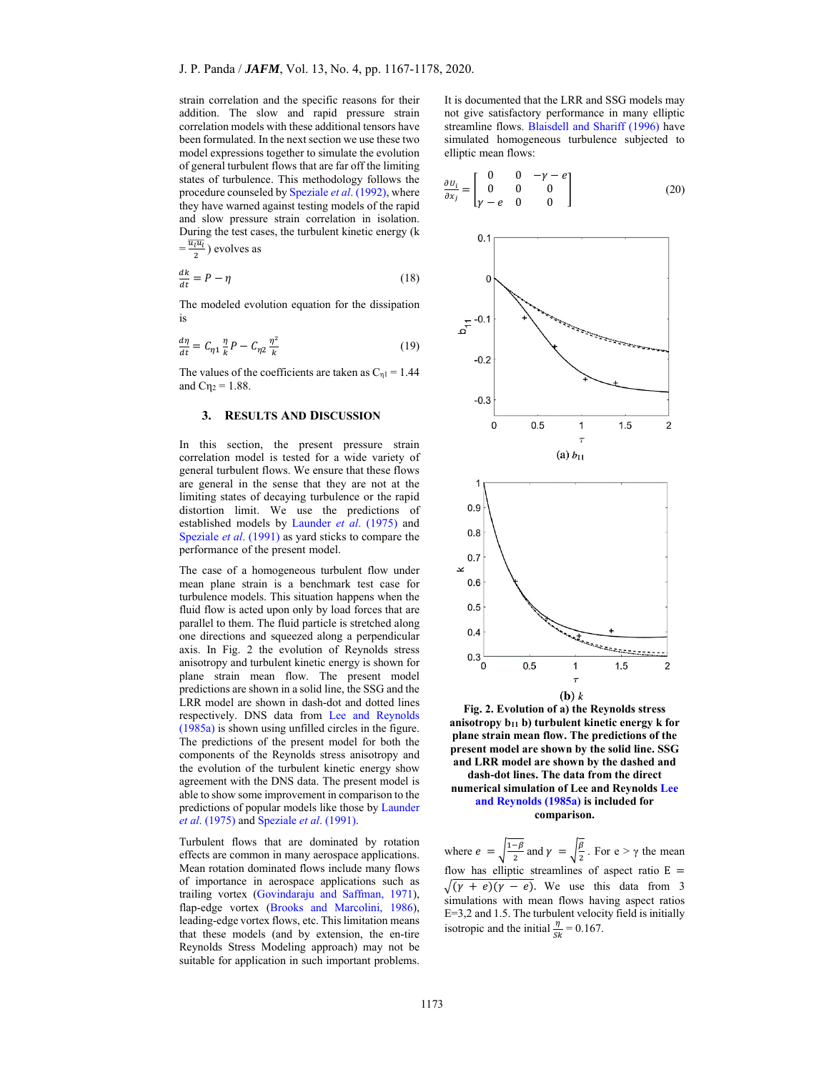strain correlation and the specific reasons for their addition. The slow and rapid pressure strain correlation models with these additional tensors have been formulated. In the next section we use these two model expressions together to simulate the evolution of general turbulent flows that are far off the limiting states of turbulence. This methodology follows the procedure counseled by Speziale *et al*. (1992), where they have warned against testing models of the rapid and slow pressure strain correlation in isolation. During the test cases, the turbulent kinetic energy ($k = \frac{\overline{u_i u_i}}{2}$) evolves as

$$\frac{dk}{dt} = P - \eta \tag{18}$$

The modeled evolution equation for the dissipation is

$$\frac{d\eta}{dt} = C_{\eta 1}\frac{\eta}{k}P - C_{\eta 2}\frac{\eta^2}{k} \tag{19}$$

The values of the coefficients are taken as $C_{\eta 1} = 1.44$ and $C_{\eta 2} = 1.88$.

## 3. RESULTS AND DISCUSSION

In this section, the present pressure strain correlation model is tested for a wide variety of general turbulent flows. We ensure that these flows are general in the sense that they are not at the limiting states of decaying turbulence or the rapid distortion limit. We use the predictions of established models by Launder *et al*. (1975) and Speziale *et al*. (1991) as yard sticks to compare the performance of the present model.

The case of a homogeneous turbulent flow under mean plane strain is a benchmark test case for turbulence models. This situation happens when the fluid flow is acted upon only by load forces that are parallel to them. The fluid particle is stretched along one directions and squeezed along a perpendicular axis. In Fig. 2 the evolution of Reynolds stress anisotropy and turbulent kinetic energy is shown for plane strain mean flow. The present model predictions are shown in a solid line, the SSG and the LRR model are shown in dash-dot and dotted lines respectively. DNS data from Lee and Reynolds (1985a) is shown using unfilled circles in the figure. The predictions of the present model for both the components of the Reynolds stress anisotropy and the evolution of the turbulent kinetic energy show agreement with the DNS data. The present model is able to show some improvement in comparison to the predictions of popular models like those by Launder *et al*. (1975) and Speziale *et al*. (1991).

Turbulent flows that are dominated by rotation effects are common in many aerospace applications. Mean rotation dominated flows include many flows of importance in aerospace applications such as trailing vortex (Govindaraju and Saffman, 1971), flap-edge vortex (Brooks and Marcolini, 1986), leading-edge vortex flows, etc. This limitation means that these models (and by extension, the en-tire Reynolds Stress Modeling approach) may not be suitable for application in such important problems.

It is documented that the LRR and SSG models may not give satisfactory performance in many elliptic streamline flows. Blaisdell and Shariff (1996) have simulated homogeneous turbulence subjected to elliptic mean flows:

$$\frac{\partial U_i}{\partial x_j} = \begin{bmatrix} 0 & 0 & -\gamma - e \\ 0 & 0 & 0 \\ \gamma - e & 0 & 0 \end{bmatrix} \tag{20}$$

(a) $b_{11}$

(b) $k$

**Fig. 2. Evolution of a) the Reynolds stress anisotropy $b_{11}$ b) turbulent kinetic energy k for plane strain mean flow. The predictions of the present model are shown by the solid line. SSG and LRR model are shown by the dashed and dash-dot lines. The data from the direct numerical simulation of Lee and Reynolds Lee and Reynolds (1985a) is included for comparison.**

where $e = \sqrt{\frac{1-\beta}{2}}$ and $\gamma = \sqrt{\frac{\beta}{2}}$. For $e > \gamma$ the mean flow has elliptic streamlines of aspect ratio $E = \sqrt{(\gamma + e)(\gamma - e)}$. We use this data from 3 simulations with mean flows having aspect ratios E=3,2 and 1.5. The turbulent velocity field is initially isotropic and the initial $\frac{\eta}{Sk} = 0.167$.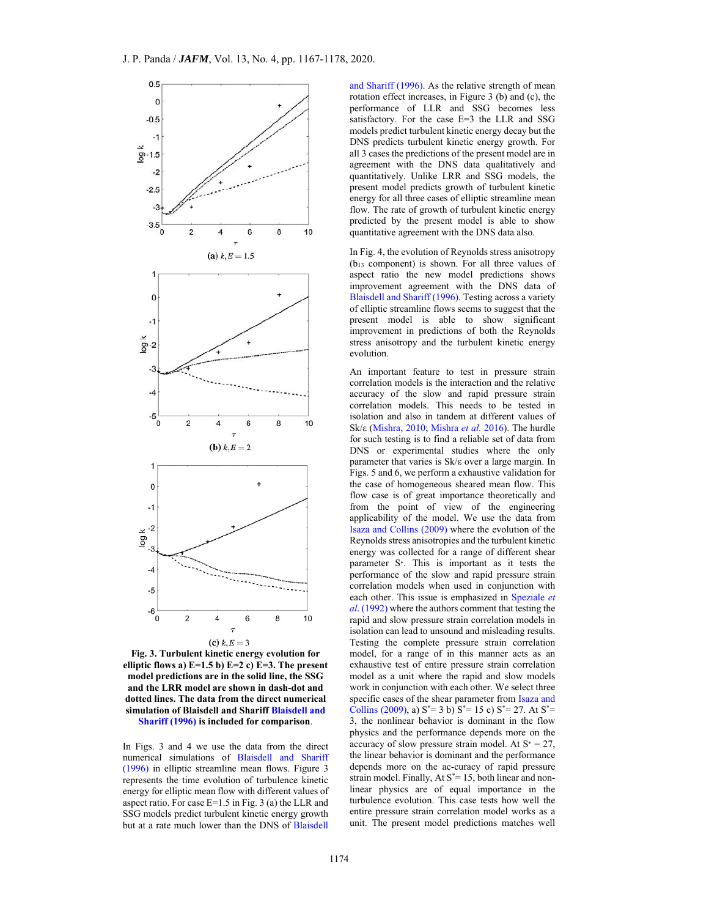(a) $k, E = 1.5$

(b) $k, E = 2$

(c) $k, E = 3$

**Fig. 3. Turbulent kinetic energy evolution for elliptic flows a) E=1.5 b) E=2 c) E=3. The present model predictions are in the solid line, the SSG and the LRR model are shown in dash-dot and dotted lines. The data from the direct numerical simulation of Blaisdell and Shariff Blaisdell and Shariff (1996) is included for comparison.**

In Figs. 3 and 4 we use the data from the direct numerical simulations of Blaisdell and Shariff (1996) in elliptic streamline mean flows. Figure 3 represents the time evolution of turbulence kinetic energy for elliptic mean flow with different values of aspect ratio. For case E=1.5 in Fig. 3 (a) the LLR and SSG models predict turbulent kinetic energy growth but at a rate much lower than the DNS of Blaisdell and Shariff (1996). As the relative strength of mean rotation effect increases, in Figure 3 (b) and (c), the performance of LLR and SSG becomes less satisfactory. For the case E=3 the LLR and SSG models predict turbulent kinetic energy decay but the DNS predicts turbulent kinetic energy growth. For all 3 cases the predictions of the present model are in agreement with the DNS data qualitatively and quantitatively. Unlike LRR and SSG models, the present model predicts growth of turbulent kinetic energy for all three cases of elliptic streamline mean flow. The rate of growth of turbulent kinetic energy predicted by the present model is able to show quantitative agreement with the DNS data also.

In Fig. 4, the evolution of Reynolds stress anisotropy ($b_{13}$ component) is shown. For all three values of aspect ratio the new model predictions shows improvement agreement with the DNS data of Blaisdell and Shariff (1996). Testing across a variety of elliptic streamline flows seems to suggest that the present model is able to show significant improvement in predictions of both the Reynolds stress anisotropy and the turbulent kinetic energy evolution.

An important feature to test in pressure strain correlation models is the interaction and the relative accuracy of the slow and rapid pressure strain correlation models. This needs to be tested in isolation and also in tandem at different values of $Sk/\varepsilon$ (Mishra, 2010; Mishra *et al.* 2016). The hurdle for such testing is to find a reliable set of data from DNS or experimental studies where the only parameter that varies is $Sk/\varepsilon$ over a large margin. In Figs. 5 and 6, we perform a exhaustive validation for the case of homogeneous sheared mean flow. This flow case is of great importance theoretically and from the point of view of the engineering applicability of the model. We use the data from Isaza and Collins (2009) where the evolution of the Reynolds stress anisotropies and the turbulent kinetic energy was collected for a range of different shear parameter $S^*$. This is important as it tests the performance of the slow and rapid pressure strain correlation models when used in conjunction with each other. This issue is emphasized in Speziale *et al.* (1992) where the authors comment that testing the rapid and slow pressure strain correlation models in isolation can lead to unsound and misleading results. Testing the complete pressure strain correlation model, for a range of in this manner acts as an exhaustive test of entire pressure strain correlation model as a unit where the rapid and slow models work in conjunction with each other. We select three specific cases of the shear parameter from Isaza and Collins (2009), a) $S^*= 3$ b) $S^*= 15$ c) $S^*= 27$. At $S^*= 3$, the nonlinear behavior is dominant in the flow physics and the performance depends more on the accuracy of slow pressure strain model. At $S^* = 27$, the linear behavior is dominant and the performance depends more on the ac-curacy of rapid pressure strain model. Finally, At $S^*= 15$, both linear and non-linear physics are of equal importance in the turbulence evolution. This case tests how well the entire pressure strain correlation model works as a unit. The present model predictions matches well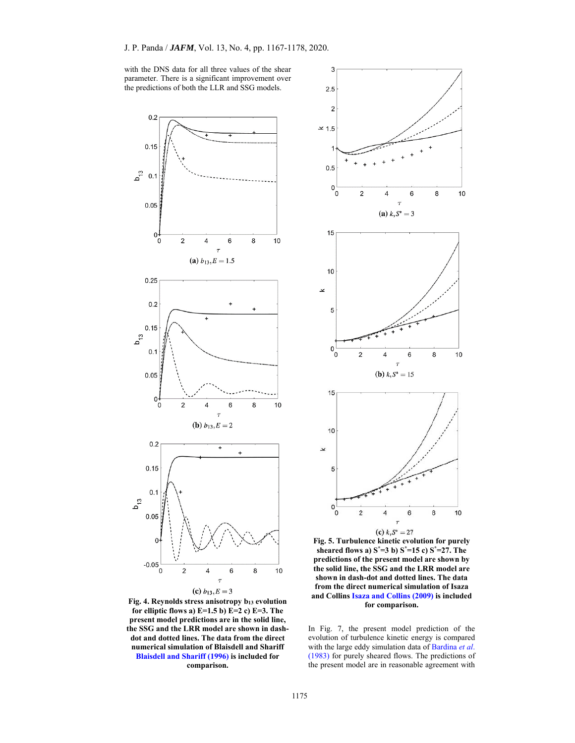with the DNS data for all three values of the shear parameter. There is a significant improvement over the predictions of both the LLR and SSG models.

(a) $b_{13}, E = 1.5$

(b) $b_{13}, E = 2$

(c) $b_{13}, E = 3$

**Fig. 4. Reynolds stress anisotropy $b_{13}$ evolution for elliptic flows a) E=1.5 b) E=2 c) E=3. The present model predictions are in the solid line, the SSG and the LRR model are shown in dash-dot and dotted lines. The data from the direct numerical simulation of Blaisdell and Shariff Blaisdell and Shariff (1996) is included for comparison.**

(a) $k, S^* = 3$

(b) $k, S^* = 15$

(c) $k, S^* = 27$

**Fig. 5. Turbulence kinetic evolution for purely sheared flows a) $S^*$=3 b) $S^*$=15 c) $S^*$=27. The predictions of the present model are shown by the solid line, the SSG and the LRR model are shown in dash-dot and dotted lines. The data from the direct numerical simulation of Isaza and Collins Isaza and Collins (2009) is included for comparison.**

In Fig. 7, the present model prediction of the evolution of turbulence kinetic energy is compared with the large eddy simulation data of Bardina *et al*. (1983) for purely sheared flows. The predictions of the present model are in reasonable agreement with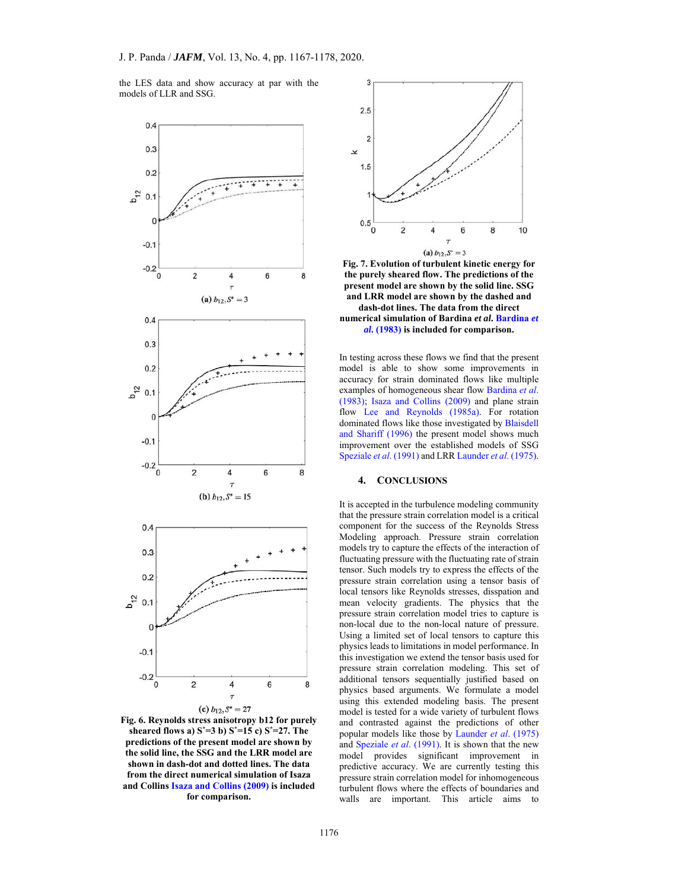the LES data and show accuracy at par with the models of LLR and SSG.

(a) $b_{12}, S^* = 3$

(b) $b_{12}, S^* = 15$

(c) $b_{12}, S^* = 27$

**Fig. 6. Reynolds stress anisotropy b12 for purely sheared flows a) $S^*$=3 b) $S^*$=15 c) $S^*$=27. The predictions of the present model are shown by the solid line, the SSG and the LRR model are shown in dash-dot and dotted lines. The data from the direct numerical simulation of Isaza and Collins Isaza and Collins (2009) is included for comparison.**

(a) $b_{12}, S^* = 3$

**Fig. 7. Evolution of turbulent kinetic energy for the purely sheared flow. The predictions of the present model are shown by the solid line. SSG and LRR model are shown by the dashed and dash-dot lines. The data from the direct numerical simulation of Bardina *et al.* Bardina *et al.* (1983) is included for comparison.**

In testing across these flows we find that the present model is able to show some improvements in accuracy for strain dominated flows like multiple examples of homogeneous shear flow Bardina *et al.* (1983); Isaza and Collins (2009) and plane strain flow Lee and Reynolds (1985a). For rotation dominated flows like those investigated by Blaisdell and Shariff (1996) the present model shows much improvement over the established models of SSG Speziale *et al.* (1991) and LRR Launder *et al.* (1975).

## 4. CONCLUSIONS

It is accepted in the turbulence modeling community that the pressure strain correlation model is a critical component for the success of the Reynolds Stress Modeling approach. Pressure strain correlation models try to capture the effects of the interaction of fluctuating pressure with the fluctuating rate of strain tensor. Such models try to express the effects of the pressure strain correlation using a tensor basis of local tensors like Reynolds stresses, disspation and mean velocity gradients. The physics that the pressure strain correlation model tries to capture is non-local due to the non-local nature of pressure. Using a limited set of local tensors to capture this physics leads to limitations in model performance. In this investigation we extend the tensor basis used for pressure strain correlation modeling. This set of additional tensors sequentially justified based on physics based arguments. We formulate a model using this extended modeling basis. The present model is tested for a wide variety of turbulent flows and contrasted against the predictions of other popular models like those by Launder *et al.* (1975) and Speziale *et al.* (1991). It is shown that the new model provides significant improvement in predictive accuracy. We are currently testing this pressure strain correlation model for inhomogeneous turbulent flows where the effects of boundaries and walls are important. This article aims to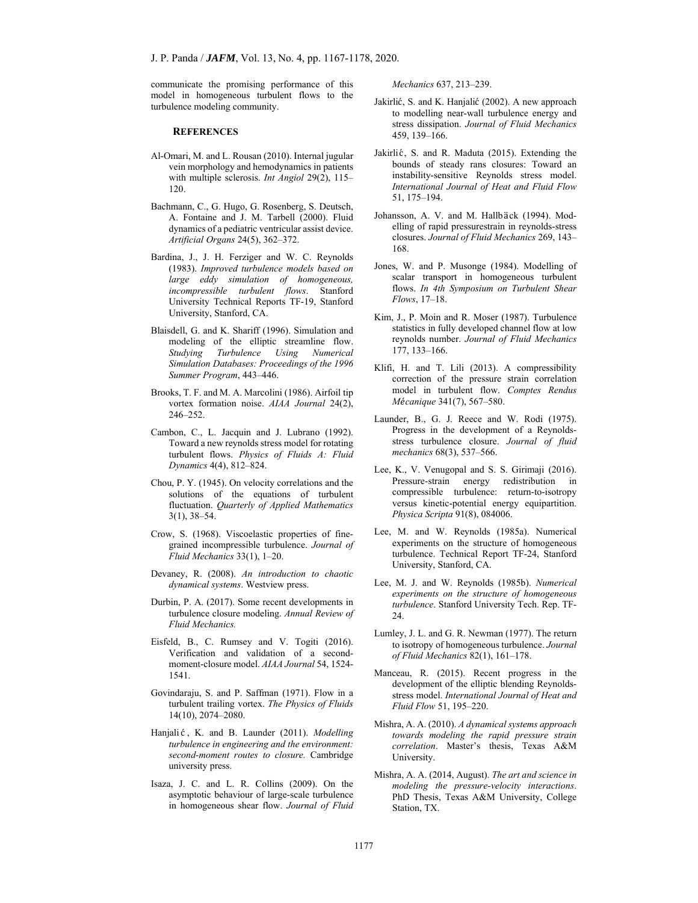communicate the promising performance of this model in homogeneous turbulent flows to the turbulence modeling community.

## REFERENCES

Al-Omari, M. and L. Rousan (2010). Internal jugular vein morphology and hemodynamics in patients with multiple sclerosis. *Int Angiol* 29(2), 115–120.

Bachmann, C., G. Hugo, G. Rosenberg, S. Deutsch, A. Fontaine and J. M. Tarbell (2000). Fluid dynamics of a pediatric ventricular assist device. *Artificial Organs* 24(5), 362–372.

Bardina, J., J. H. Ferziger and W. C. Reynolds (1983). *Improved turbulence models based on large eddy simulation of homogeneous, incompressible turbulent flows*. Stanford University Technical Reports TF-19, Stanford University, Stanford, CA.

Blaisdell, G. and K. Shariff (1996). Simulation and modeling of the elliptic streamline flow. *Studying Turbulence Using Numerical Simulation Databases: Proceedings of the 1996 Summer Program*, 443–446.

Brooks, T. F. and M. A. Marcolini (1986). Airfoil tip vortex formation noise. *AIAA Journal* 24(2), 246–252.

Cambon, C., L. Jacquin and J. Lubrano (1992). Toward a new reynolds stress model for rotating turbulent flows. *Physics of Fluids A: Fluid Dynamics* 4(4), 812–824.

Chou, P. Y. (1945). On velocity correlations and the solutions of the equations of turbulent fluctuation. *Quarterly of Applied Mathematics* 3(1), 38–54.

Crow, S. (1968). Viscoelastic properties of fine-grained incompressible turbulence. *Journal of Fluid Mechanics* 33(1), 1–20.

Devaney, R. (2008). *An introduction to chaotic dynamical systems*. Westview press.

Durbin, P. A. (2017). Some recent developments in turbulence closure modeling. *Annual Review of Fluid Mechanics.*

Eisfeld, B., C. Rumsey and V. Togiti (2016). Verification and validation of a second-moment-closure model. *AIAA Journal* 54, 1524-1541.

Govindaraju, S. and P. Saffman (1971). Flow in a turbulent trailing vortex. *The Physics of Fluids* 14(10), 2074–2080.

Hanjalić, K. and B. Launder (2011). *Modelling turbulence in engineering and the environment: second-moment routes to closure.* Cambridge university press.

Isaza, J. C. and L. R. Collins (2009). On the asymptotic behaviour of large-scale turbulence in homogeneous shear flow. *Journal of Fluid Mechanics* 637, 213–239.

Jakirlić, S. and K. Hanjalić (2002). A new approach to modelling near-wall turbulence energy and stress dissipation. *Journal of Fluid Mechanics* 459, 139–166.

Jakirlić, S. and R. Maduta (2015). Extending the bounds of steady rans closures: Toward an instability-sensitive Reynolds stress model. *International Journal of Heat and Fluid Flow* 51, 175–194.

Johansson, A. V. and M. Hallbäck (1994). Modelling of rapid pressurestrain in reynolds-stress closures. *Journal of Fluid Mechanics* 269, 143–168.

Jones, W. and P. Musonge (1984). Modelling of scalar transport in homogeneous turbulent flows. *In 4th Symposium on Turbulent Shear Flows*, 17–18.

Kim, J., P. Moin and R. Moser (1987). Turbulence statistics in fully developed channel flow at low reynolds number. *Journal of Fluid Mechanics* 177, 133–166.

Klifi, H. and T. Lili (2013). A compressibility correction of the pressure strain correlation model in turbulent flow. *Comptes Rendus Mécanique* 341(7), 567–580.

Launder, B., G. J. Reece and W. Rodi (1975). Progress in the development of a Reynolds-stress turbulence closure. *Journal of fluid mechanics* 68(3), 537–566.

Lee, K., V. Venugopal and S. S. Girimaji (2016). Pressure-strain energy redistribution in compressible turbulence: return-to-isotropy versus kinetic-potential energy equipartition. *Physica Scripta* 91(8), 084006.

Lee, M. and W. Reynolds (1985a). Numerical experiments on the structure of homogeneous turbulence. Technical Report TF-24, Stanford University, Stanford, CA.

Lee, M. J. and W. Reynolds (1985b). *Numerical experiments on the structure of homogeneous turbulence*. Stanford University Tech. Rep. TF-24.

Lumley, J. L. and G. R. Newman (1977). The return to isotropy of homogeneous turbulence. *Journal of Fluid Mechanics* 82(1), 161–178.

Manceau, R. (2015). Recent progress in the development of the elliptic blending Reynolds-stress model. *International Journal of Heat and Fluid Flow* 51, 195–220.

Mishra, A. A. (2010). *A dynamical systems approach towards modeling the rapid pressure strain correlation*. Master's thesis, Texas A&M University.

Mishra, A. A. (2014, August). *The art and science in modeling the pressure-velocity interactions*. PhD Thesis, Texas A&M University, College Station, TX.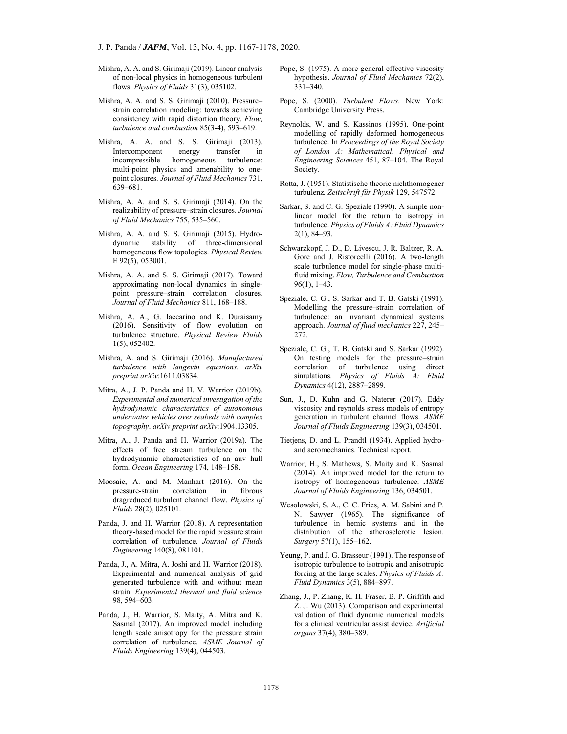Mishra, A. A. and S. Girimaji (2019). Linear analysis of non-local physics in homogeneous turbulent flows. *Physics of Fluids* 31(3), 035102.

Mishra, A. A. and S. S. Girimaji (2010). Pressure–strain correlation modeling: towards achieving consistency with rapid distortion theory. *Flow, turbulence and combustion* 85(3-4), 593–619.

Mishra, A. A. and S. S. Girimaji (2013). Intercomponent energy transfer in incompressible homogeneous turbulence: multi-point physics and amenability to one-point closures. *Journal of Fluid Mechanics* 731, 639–681.

Mishra, A. A. and S. S. Girimaji (2014). On the realizability of pressure–strain closures. *Journal of Fluid Mechanics* 755, 535–560.

Mishra, A. A. and S. S. Girimaji (2015). Hydrodynamic stability of three-dimensional homogeneous flow topologies. *Physical Review* E 92(5), 053001.

Mishra, A. A. and S. S. Girimaji (2017). Toward approximating non-local dynamics in single-point pressure–strain correlation closures. *Journal of Fluid Mechanics* 811, 168–188.

Mishra, A. A., G. Iaccarino and K. Duraisamy (2016). Sensitivity of flow evolution on turbulence structure. *Physical Review Fluids* 1(5), 052402.

Mishra, A. and S. Girimaji (2016). *Manufactured turbulence with langevin equations*. *arXiv preprint arXiv*:1611.03834.

Mitra, A., J. P. Panda and H. V. Warrior (2019b). *Experimental and numerical investigation of the hydrodynamic characteristics of autonomous underwater vehicles over seabeds with complex topography*. *arXiv preprint arXiv*:1904.13305.

Mitra, A., J. Panda and H. Warrior (2019a). The effects of free stream turbulence on the hydrodynamic characteristics of an auv hull form. *Ocean Engineering* 174, 148–158.

Moosaie, A. and M. Manhart (2016). On the pressure-strain correlation in fibrous dragreduced turbulent channel flow. *Physics of Fluids* 28(2), 025101.

Panda, J. and H. Warrior (2018). A representation theory-based model for the rapid pressure strain correlation of turbulence. *Journal of Fluids Engineering* 140(8), 081101.

Panda, J., A. Mitra, A. Joshi and H. Warrior (2018). Experimental and numerical analysis of grid generated turbulence with and without mean strain. *Experimental thermal and fluid science* 98, 594–603.

Panda, J., H. Warrior, S. Maity, A. Mitra and K. Sasmal (2017). An improved model including length scale anisotropy for the pressure strain correlation of turbulence. *ASME Journal of Fluids Engineering* 139(4), 044503.

Pope, S. (1975). A more general effective-viscosity hypothesis. *Journal of Fluid Mechanics* 72(2), 331–340.

Pope, S. (2000). *Turbulent Flows*. New York: Cambridge University Press.

Reynolds, W. and S. Kassinos (1995). One-point modelling of rapidly deformed homogeneous turbulence. In *Proceedings of the Royal Society of London A: Mathematical*, *Physical and Engineering Sciences* 451, 87–104. The Royal Society.

Rotta, J. (1951). Statistische theorie nichthomogener turbulenz. *Zeitschrift für Physik* 129, 547572.

Sarkar, S. and C. G. Speziale (1990). A simple nonlinear model for the return to isotropy in turbulence. *Physics of Fluids A: Fluid Dynamics* 2(1), 84–93.

Schwarzkopf, J. D., D. Livescu, J. R. Baltzer, R. A. Gore and J. Ristorcelli (2016). A two-length scale turbulence model for single-phase multifluid mixing. *Flow, Turbulence and Combustion* 96(1), 1–43.

Speziale, C. G., S. Sarkar and T. B. Gatski (1991). Modelling the pressure–strain correlation of turbulence: an invariant dynamical systems approach. *Journal of fluid mechanics* 227, 245–272.

Speziale, C. G., T. B. Gatski and S. Sarkar (1992). On testing models for the pressure–strain correlation of turbulence using direct simulations. *Physics of Fluids A: Fluid Dynamics* 4(12), 2887–2899.

Sun, J., D. Kuhn and G. Naterer (2017). Eddy viscosity and reynolds stress models of entropy generation in turbulent channel flows. *ASME Journal of Fluids Engineering* 139(3), 034501.

Tietjens, D. and L. Prandtl (1934). Applied hydro- and aeromechanics. Technical report.

Warrior, H., S. Mathews, S. Maity and K. Sasmal (2014). An improved model for the return to isotropy of homogeneous turbulence. *ASME Journal of Fluids Engineering* 136, 034501.

Wesolowski, S. A., C. C. Fries, A. M. Sabini and P. N. Sawyer (1965). The significance of turbulence in hemic systems and in the distribution of the atherosclerotic lesion. *Surgery* 57(1), 155–162.

Yeung, P. and J. G. Brasseur (1991). The response of isotropic turbulence to isotropic and anisotropic forcing at the large scales. *Physics of Fluids A: Fluid Dynamics* 3(5), 884–897.

Zhang, J., P. Zhang, K. H. Fraser, B. P. Griffith and Z. J. Wu (2013). Comparison and experimental validation of fluid dynamic numerical models for a clinical ventricular assist device. *Artificial organs* 37(4), 380–389.